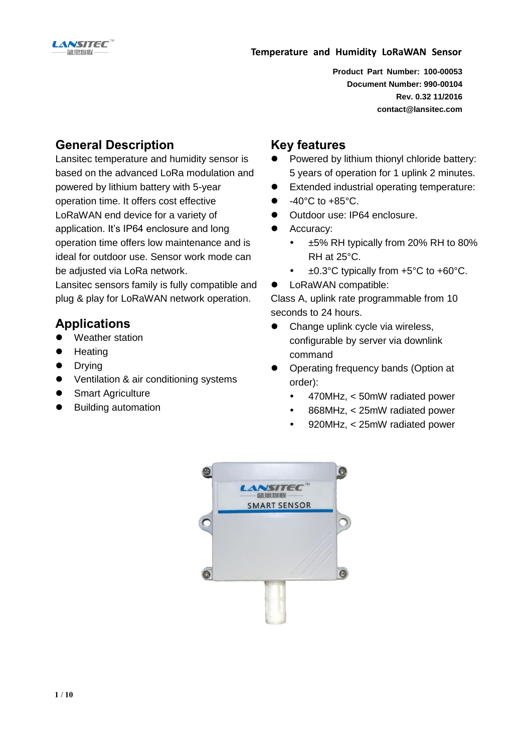# Temperature and Humidity LoRaWAN Sensor

**Product Part Number: 100-00053**
**Document Number: 990-00104**
**Rev. 0.32 11/2016**
**contact@lansitec.com**

## General Description

Lansitec temperature and humidity sensor is based on the advanced LoRa modulation and powered by lithium battery with 5-year operation time. It offers cost effective LoRaWAN end device for a variety of application. It's IP64 enclosure and long operation time offers low maintenance and is ideal for outdoor use. Sensor work mode can be adjusted via LoRa network.

Lansitec sensors family is fully compatible and plug & play for LoRaWAN network operation.

## Applications

- Weather station
- Heating
- Drying
- Ventilation & air conditioning systems
- Smart Agriculture
- Building automation

## Key features

- Powered by lithium thionyl chloride battery: 5 years of operation for 1 uplink 2 minutes.
- Extended industrial operating temperature:
- -40°C to +85°C.
- Outdoor use: IP64 enclosure.
- Accuracy:
  - ±5% RH typically from 20% RH to 80% RH at 25°C.
  - ±0.3°C typically from +5°C to +60°C.
- LoRaWAN compatible:

Class A, uplink rate programmable from 10 seconds to 24 hours.

- Change uplink cycle via wireless, configurable by server via downlink command
- Operating frequency bands (Option at order):
  - 470MHz, < 50mW radiated power
  - 868MHz, < 25mW radiated power
  - 920MHz, < 25mW radiated power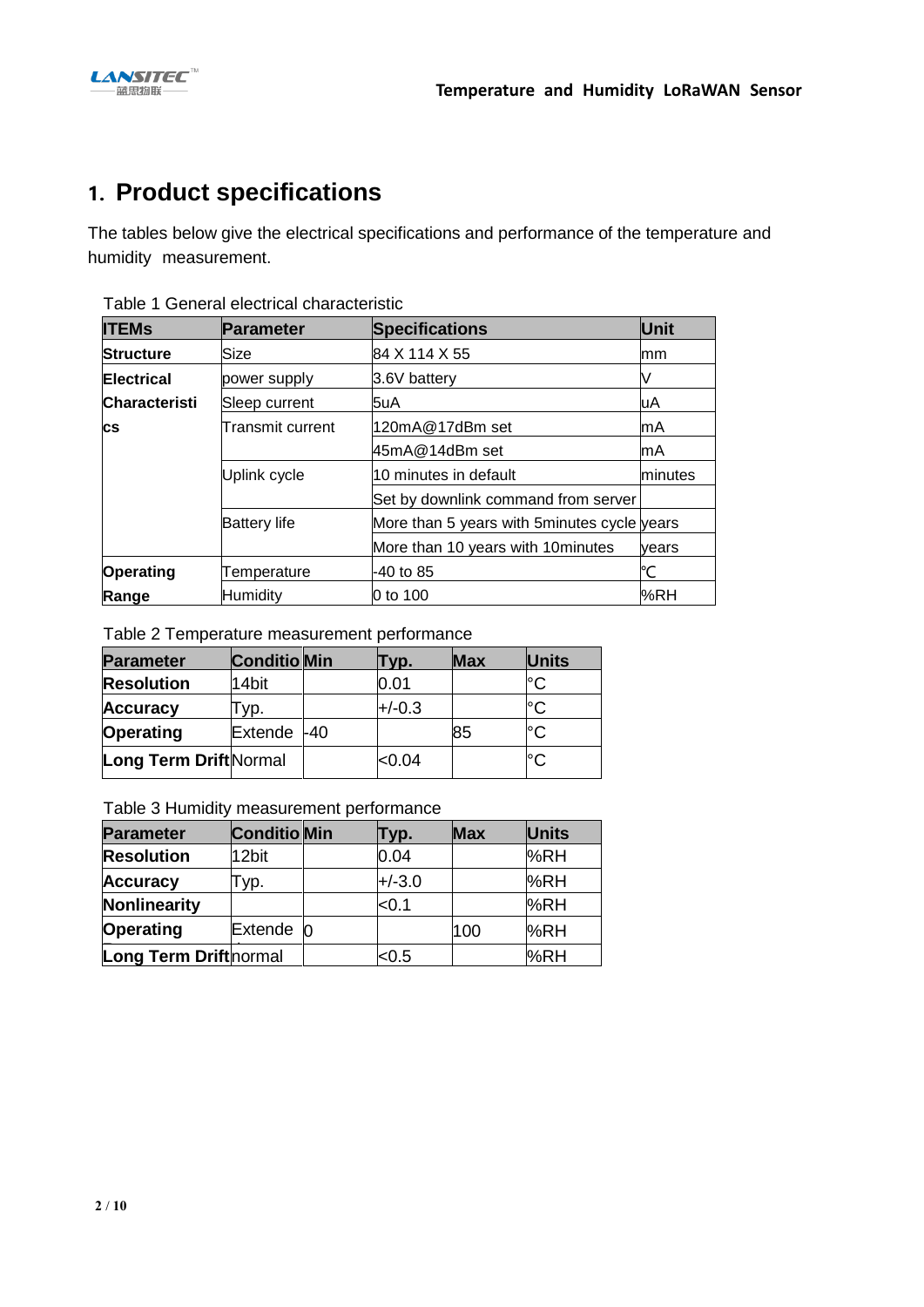# 1. Product specifications

The tables below give the electrical specifications and performance of the temperature and humidity measurement.

Table 1 General electrical characteristic

| ITEMs | Parameter | Specifications | Unit |
|---|---|---|---|
| **Structure** | Size | 84 X 114 X 55 | mm |
| **Electrical Characteristics** | power supply | 3.6V battery | V |
| | Sleep current | 5uA | uA |
| | Transmit current | 120mA@17dBm set | mA |
| | | 45mA@14dBm set | mA |
| | Uplink cycle | 10 minutes in default | minutes |
| | | Set by downlink command from server | |
| | Battery life | More than 5 years with 5minutes cycle | years |
| | | More than 10 years with 10minutes | years |
| **Operating Range** | Temperature | -40 to 85 | ℃ |
| | Humidity | 0 to 100 | %RH |

Table 2 Temperature measurement performance

| Parameter | Conditio | Min | Typ. | Max | Units |
|---|---|---|---|---|---|
| **Resolution** | 14bit | | 0.01 | | °C |
| **Accuracy** | Typ. | | +/-0.3 | | °C |
| **Operating** | Extende | -40 | | 85 | °C |
| **Long Term Drift** | Normal | | <0.04 | | °C |

Table 3 Humidity measurement performance

| Parameter | Conditio | Min | Typ. | Max | Units |
|---|---|---|---|---|---|
| **Resolution** | 12bit | | 0.04 | | %RH |
| **Accuracy** | Typ. | | +/-3.0 | | %RH |
| **Nonlinearity** | | | <0.1 | | %RH |
| **Operating** | Extende | 0 | | 100 | %RH |
| **Long Term Drift** | normal | | <0.5 | | %RH |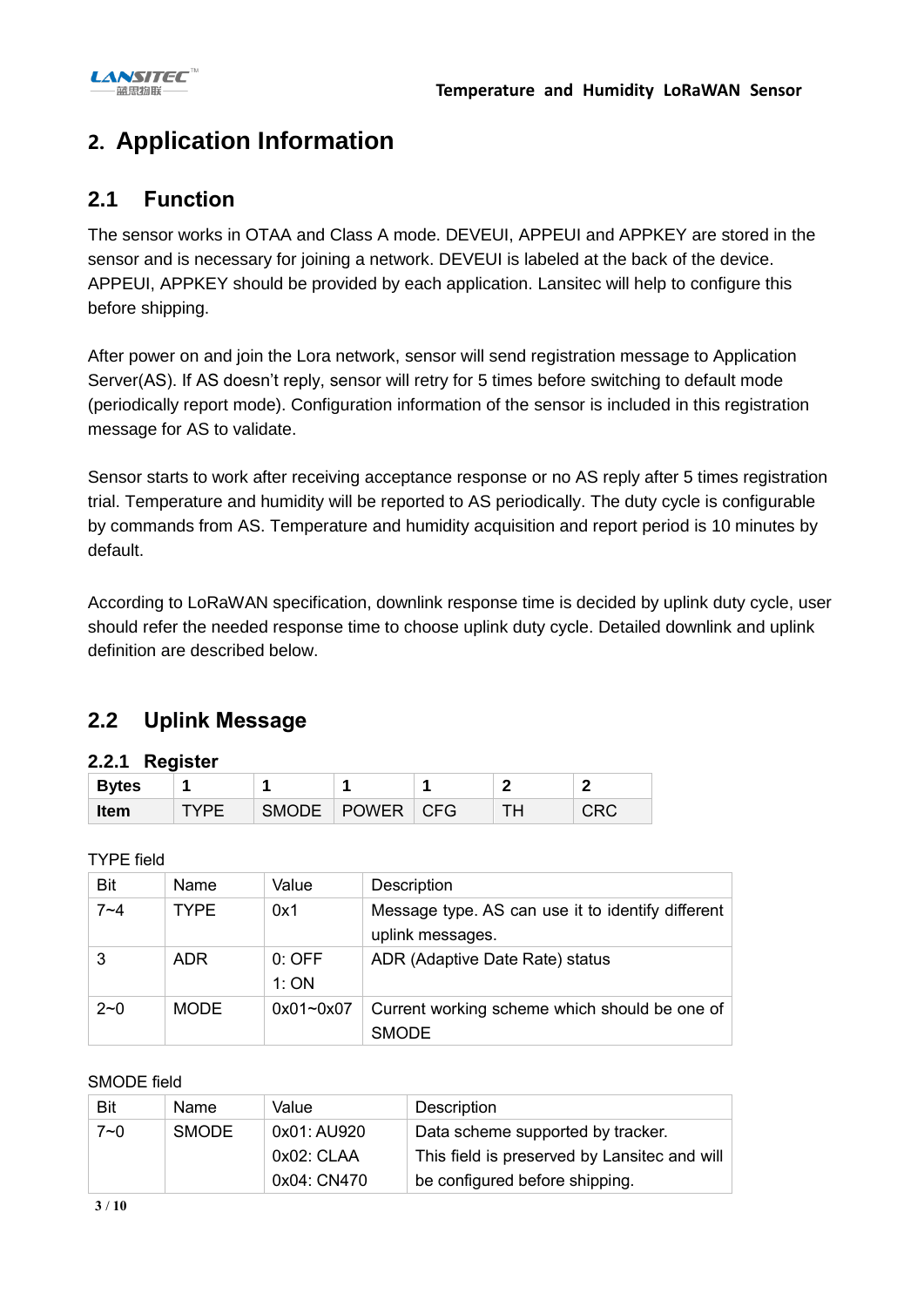## 2. Application Information

### 2.1 Function

The sensor works in OTAA and Class A mode. DEVEUI, APPEUI and APPKEY are stored in the sensor and is necessary for joining a network. DEVEUI is labeled at the back of the device. APPEUI, APPKEY should be provided by each application. Lansitec will help to configure this before shipping.

After power on and join the Lora network, sensor will send registration message to Application Server(AS). If AS doesn't reply, sensor will retry for 5 times before switching to default mode (periodically report mode). Configuration information of the sensor is included in this registration message for AS to validate.

Sensor starts to work after receiving acceptance response or no AS reply after 5 times registration trial. Temperature and humidity will be reported to AS periodically. The duty cycle is configurable by commands from AS. Temperature and humidity acquisition and report period is 10 minutes by default.

According to LoRaWAN specification, downlink response time is decided by uplink duty cycle, user should refer the needed response time to choose uplink duty cycle. Detailed downlink and uplink definition are described below.

### 2.2 Uplink Message

#### 2.2.1 Register

| **Bytes** | **1** | **1** | **1** | **1** | **2** | **2** |
|---|---|---|---|---|---|---|
| **Item** | TYPE | SMODE | POWER | CFG | TH | CRC |

TYPE field

| Bit | Name | Value | Description |
|---|---|---|---|
| 7~4 | TYPE | 0x1 | Message type. AS can use it to identify different uplink messages. |
| 3 | ADR | 0: OFF<br>1: ON | ADR (Adaptive Date Rate) status |
| 2~0 | MODE | 0x01~0x07 | Current working scheme which should be one of SMODE |

SMODE field

| Bit | Name | Value | Description |
|---|---|---|---|
| 7~0 | SMODE | 0x01: AU920<br>0x02: CLAA<br>0x04: CN470 | Data scheme supported by tracker. This field is preserved by Lansitec and will be configured before shipping. |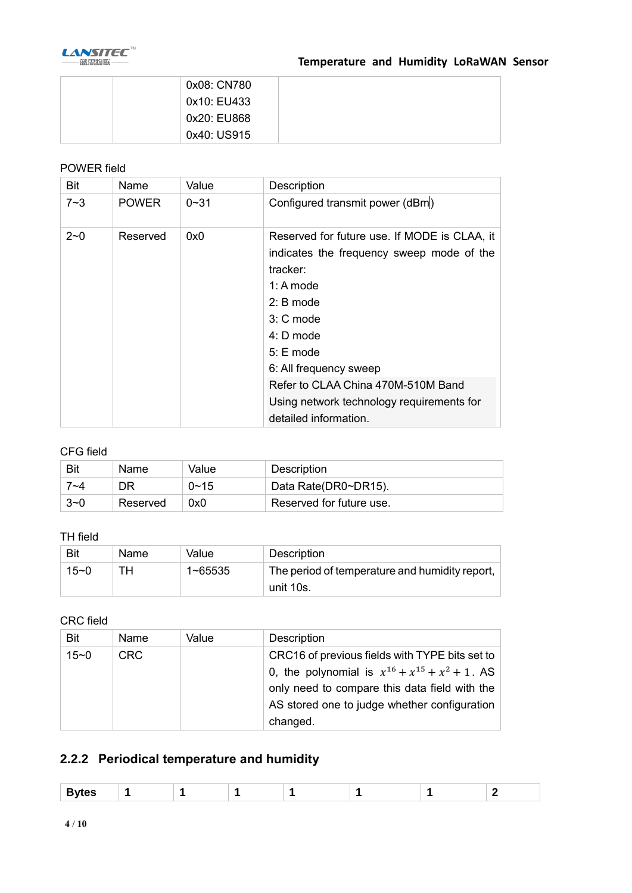| | | 0x08: CN780<br>0x10: EU433<br>0x20: EU868<br>0x40: US915 | |
|---|---|---|---|

POWER field

| Bit | Name | Value | Description |
|---|---|---|---|
| 7~3 | POWER | 0~31 | Configured transmit power (dBm) |
| 2~0 | Reserved | 0x0 | Reserved for future use. If MODE is CLAA, it indicates the frequency sweep mode of the tracker:<br>1: A mode<br>2: B mode<br>3: C mode<br>4: D mode<br>5: E mode<br>6: All frequency sweep<br>Refer to CLAA China 470M-510M Band Using network technology requirements for detailed information. |

CFG field

| Bit | Name | Value | Description |
|---|---|---|---|
| 7~4 | DR | 0~15 | Data Rate(DR0~DR15). |
| 3~0 | Reserved | 0x0 | Reserved for future use. |

TH field

| Bit | Name | Value | Description |
|---|---|---|---|
| 15~0 | TH | 1~65535 | The period of temperature and humidity report, unit 10s. |

CRC field

| Bit | Name | Value | Description |
|---|---|---|---|
| 15~0 | CRC | | CRC16 of previous fields with TYPE bits set to 0, the polynomial is $x^{16}+x^{15}+x^{2}+1$. AS only need to compare this data field with the AS stored one to judge whether configuration changed. |

### 2.2.2 Periodical temperature and humidity

| **Bytes** | **1** | **1** | **1** | **1** | **1** | **1** | **2** |
|---|---|---|---|---|---|---|---|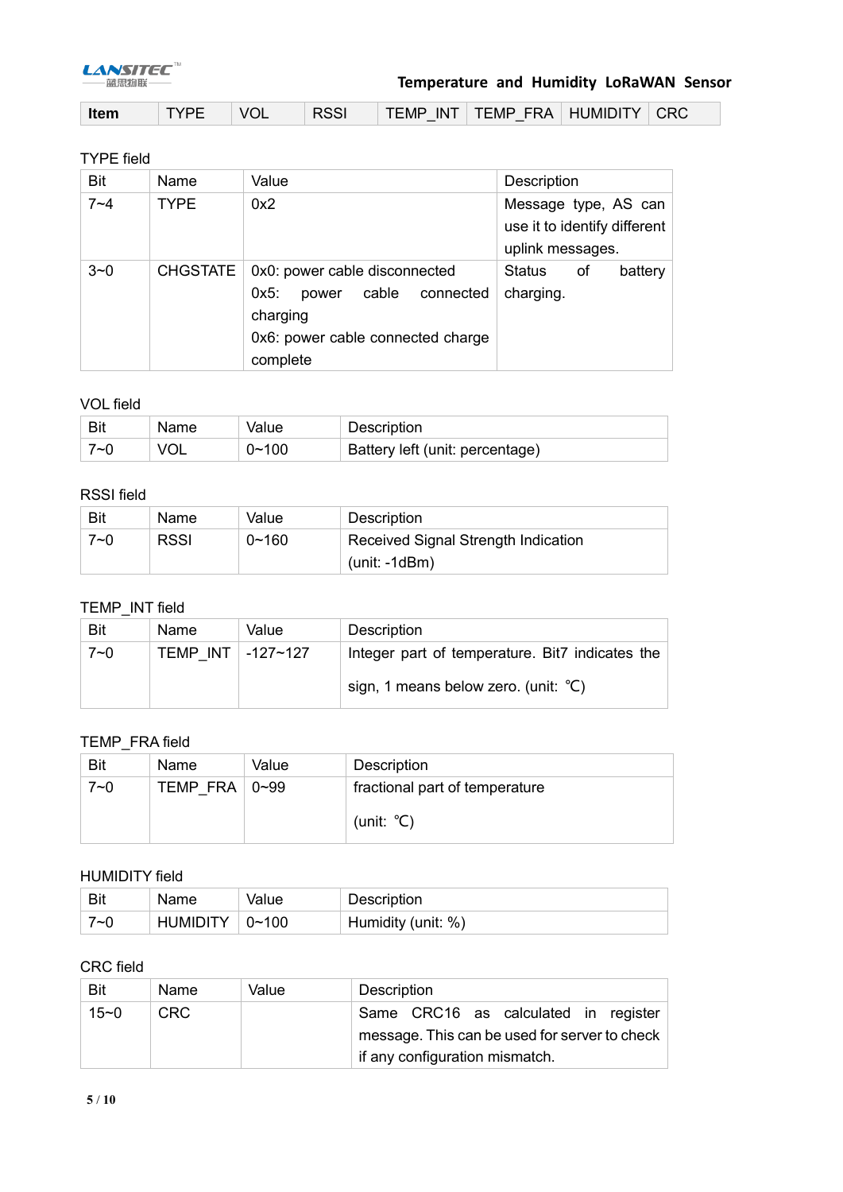| Item | TYPE | VOL | RSSI | TEMP_INT | TEMP_FRA | HUMIDITY | CRC |
|---|---|---|---|---|---|---|---|

TYPE field

| Bit | Name | Value | Description |
|---|---|---|---|
| 7~4 | TYPE | 0x2 | Message type, AS can use it to identify different uplink messages. |
| 3~0 | CHGSTATE | 0x0: power cable disconnected<br>0x5: power cable connected charging<br>0x6: power cable connected charge complete | Status of battery charging. |

VOL field

| Bit | Name | Value | Description |
|---|---|---|---|
| 7~0 | VOL | 0~100 | Battery left (unit: percentage) |

RSSI field

| Bit | Name | Value | Description |
|---|---|---|---|
| 7~0 | RSSI | 0~160 | Received Signal Strength Indication (unit: -1dBm) |

TEMP_INT field

| Bit | Name | Value | Description |
|---|---|---|---|
| 7~0 | TEMP_INT | -127~127 | Integer part of temperature. Bit7 indicates the sign, 1 means below zero. (unit: ℃) |

TEMP_FRA field

| Bit | Name | Value | Description |
|---|---|---|---|
| 7~0 | TEMP_FRA | 0~99 | fractional part of temperature (unit: ℃) |

HUMIDITY field

| Bit | Name | Value | Description |
|---|---|---|---|
| 7~0 | HUMIDITY | 0~100 | Humidity (unit: %) |

CRC field

| Bit | Name | Value | Description |
|---|---|---|---|
| 15~0 | CRC | | Same CRC16 as calculated in register message. This can be used for server to check if any configuration mismatch. |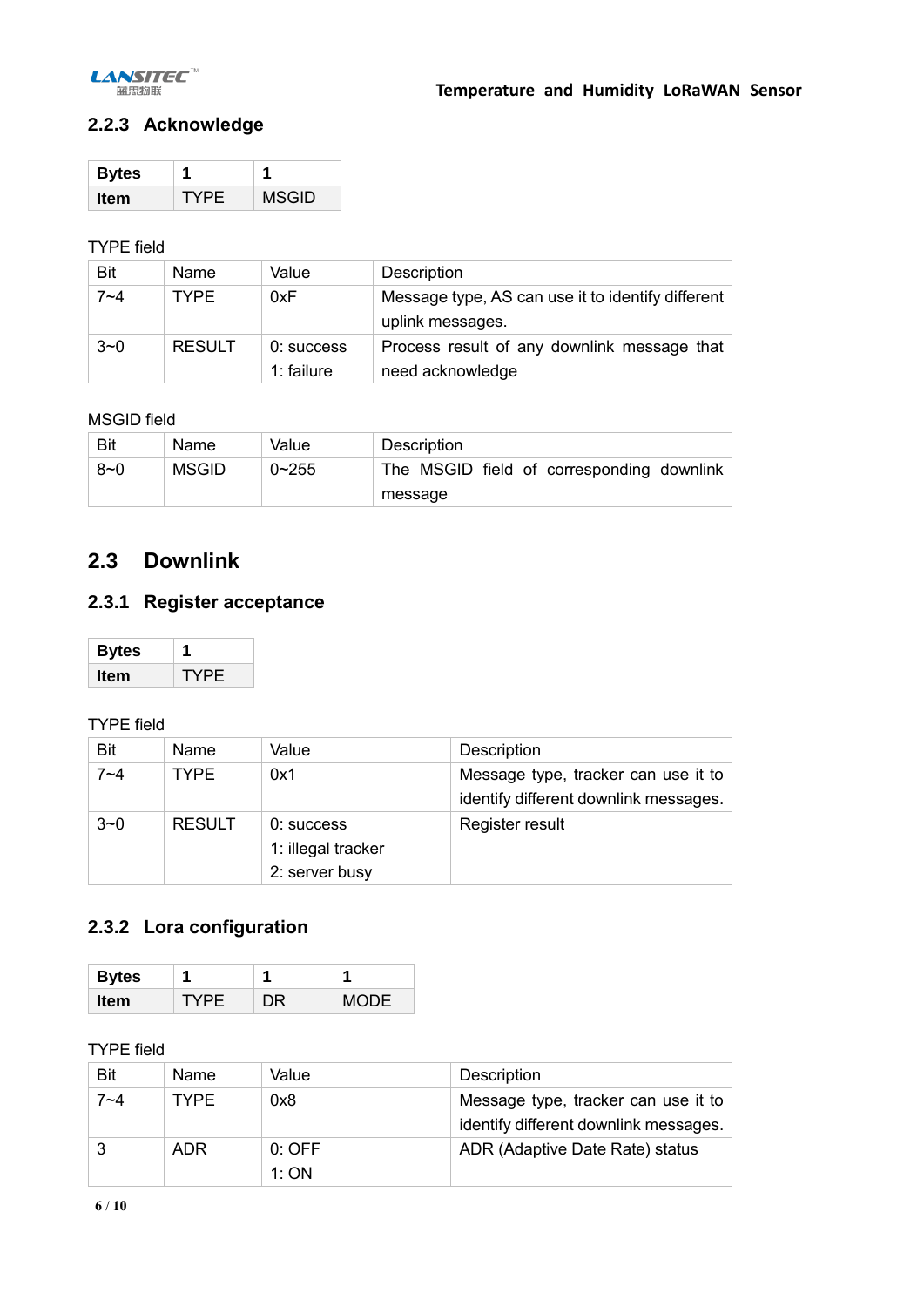### 2.2.3 Acknowledge

| Bytes | 1 | 1 |
|---|---|---|
| Item | TYPE | MSGID |

TYPE field

| Bit | Name | Value | Description |
|---|---|---|---|
| 7~4 | TYPE | 0xF | Message type, AS can use it to identify different uplink messages. |
| 3~0 | RESULT | 0: success<br>1: failure | Process result of any downlink message that need acknowledge |

MSGID field

| Bit | Name | Value | Description |
|---|---|---|---|
| 8~0 | MSGID | 0~255 | The MSGID field of corresponding downlink message |

## 2.3 Downlink

### 2.3.1 Register acceptance

| Bytes | 1 |
|---|---|
| Item | TYPE |

TYPE field

| Bit | Name | Value | Description |
|---|---|---|---|
| 7~4 | TYPE | 0x1 | Message type, tracker can use it to identify different downlink messages. |
| 3~0 | RESULT | 0: success<br>1: illegal tracker<br>2: server busy | Register result |

### 2.3.2 Lora configuration

| Bytes | 1 | 1 | 1 |
|---|---|---|---|
| Item | TYPE | DR | MODE |

TYPE field

| Bit | Name | Value | Description |
|---|---|---|---|
| 7~4 | TYPE | 0x8 | Message type, tracker can use it to identify different downlink messages. |
| 3 | ADR | 0: OFF<br>1: ON | ADR (Adaptive Date Rate) status |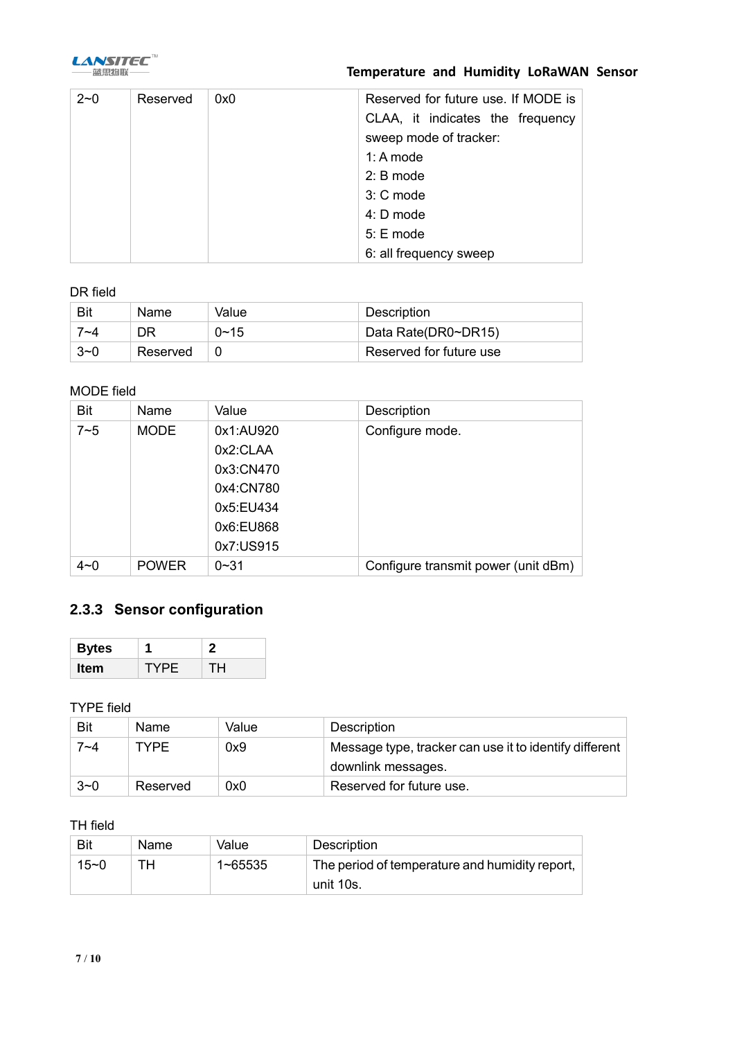| | | | |
|---|---|---|---|
| 2~0 | Reserved | 0x0 | Reserved for future use. If MODE is CLAA, it indicates the frequency sweep mode of tracker:<br>1: A mode<br>2: B mode<br>3: C mode<br>4: D mode<br>5: E mode<br>6: all frequency sweep |

DR field

| Bit | Name | Value | Description |
|---|---|---|---|
| 7~4 | DR | 0~15 | Data Rate(DR0~DR15) |
| 3~0 | Reserved | 0 | Reserved for future use |

MODE field

| Bit | Name | Value | Description |
|---|---|---|---|
| 7~5 | MODE | 0x1:AU920<br>0x2:CLAA<br>0x3:CN470<br>0x4:CN780<br>0x5:EU434<br>0x6:EU868<br>0x7:US915 | Configure mode. |
| 4~0 | POWER | 0~31 | Configure transmit power (unit dBm) |

### 2.3.3 Sensor configuration

| **Bytes** | **1** | **2** |
|---|---|---|
| **Item** | TYPE | TH |

TYPE field

| Bit | Name | Value | Description |
|---|---|---|---|
| 7~4 | TYPE | 0x9 | Message type, tracker can use it to identify different downlink messages. |
| 3~0 | Reserved | 0x0 | Reserved for future use. |

TH field

| Bit | Name | Value | Description |
|---|---|---|---|
| 15~0 | TH | 1~65535 | The period of temperature and humidity report, unit 10s. |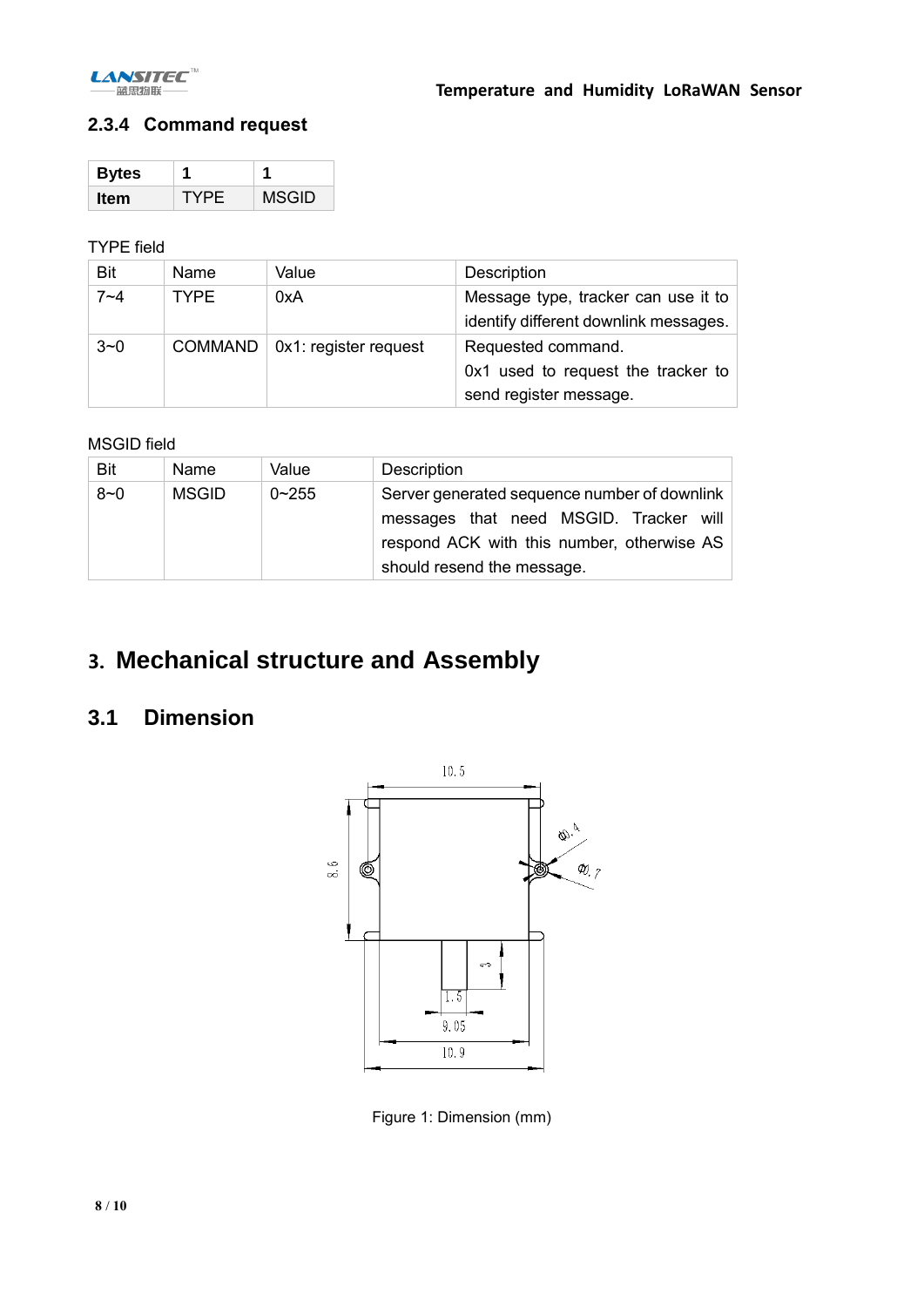### 2.3.4 Command request

| **Bytes** | **1** | **1** |
|---|---|---|
| **Item** | TYPE | MSGID |

TYPE field

| Bit | Name | Value | Description |
|---|---|---|---|
| 7~4 | TYPE | 0xA | Message type, tracker can use it to identify different downlink messages. |
| 3~0 | COMMAND | 0x1: register request | Requested command. 0x1 used to request the tracker to send register message. |

MSGID field

| Bit | Name | Value | Description |
|---|---|---|---|
| 8~0 | MSGID | 0~255 | Server generated sequence number of downlink messages that need MSGID. Tracker will respond ACK with this number, otherwise AS should resend the message. |

# 3. Mechanical structure and Assembly

## 3.1 Dimension

Figure 1: Dimension (mm)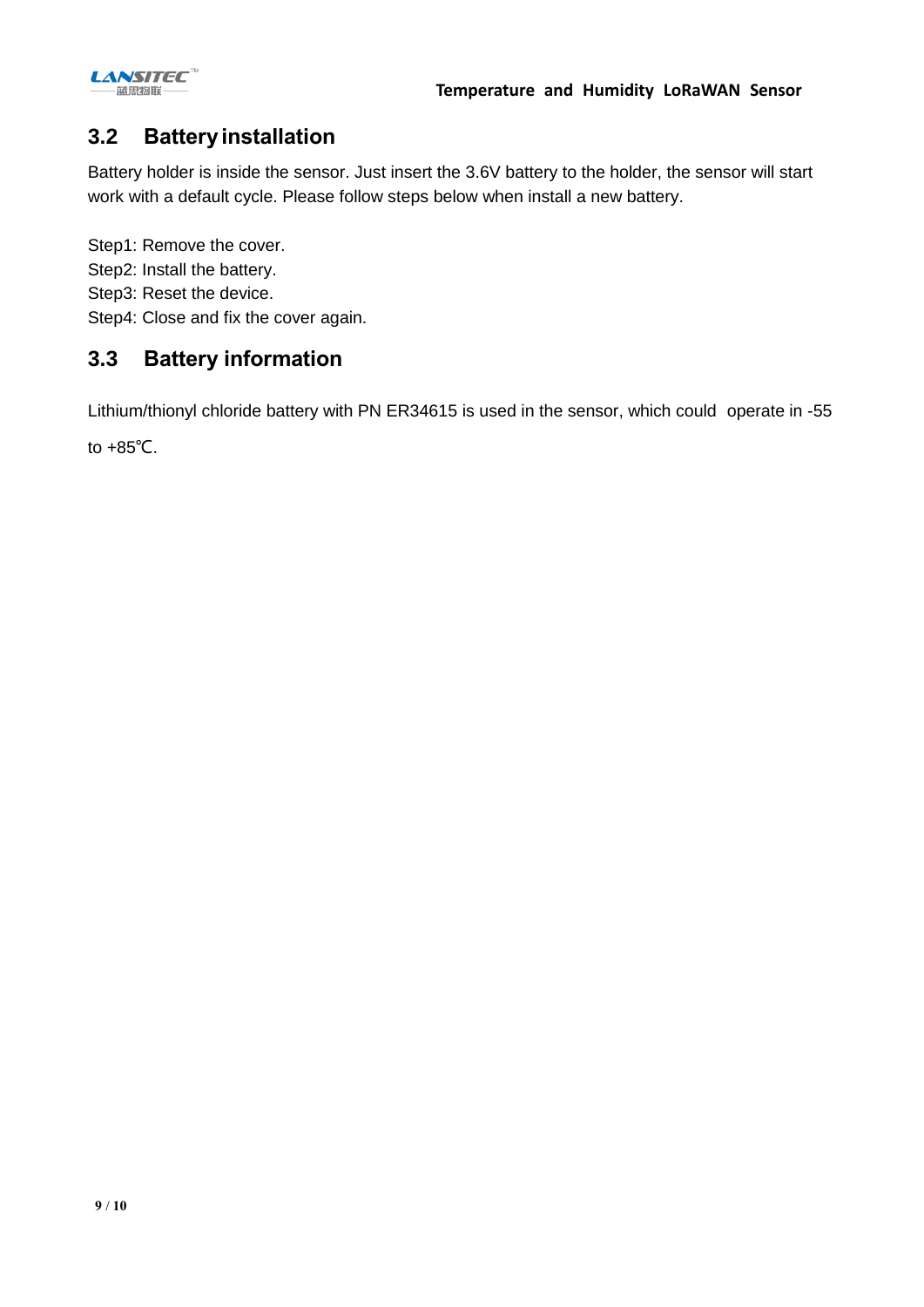## 3.2 Battery installation

Battery holder is inside the sensor. Just insert the 3.6V battery to the holder, the sensor will start work with a default cycle. Please follow steps below when install a new battery.

Step1: Remove the cover.
Step2: Install the battery.
Step3: Reset the device.
Step4: Close and fix the cover again.

## 3.3 Battery information

Lithium/thionyl chloride battery with PN ER34615 is used in the sensor, which could operate in -55 to +85℃.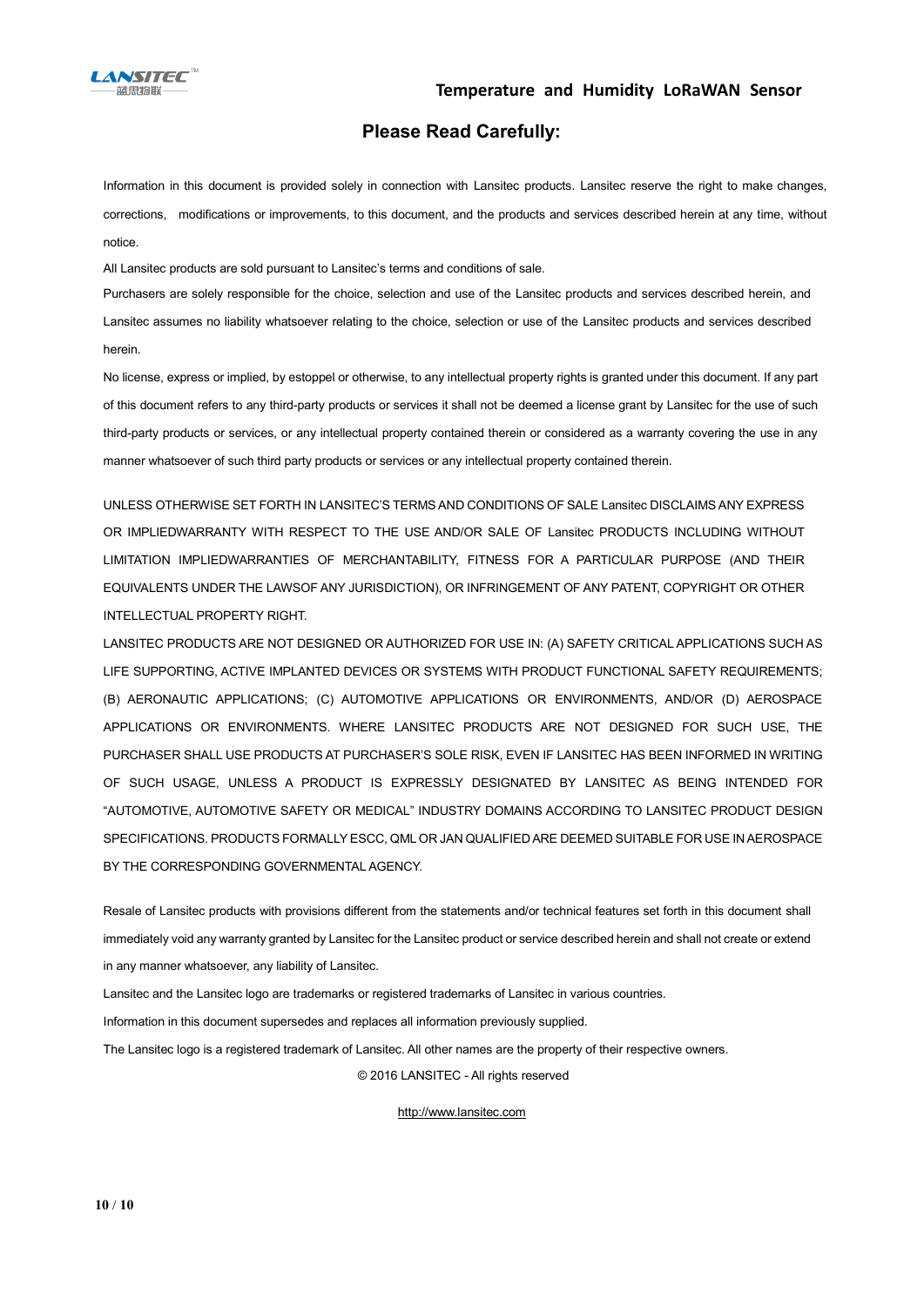## Please Read Carefully:

Information in this document is provided solely in connection with Lansitec products. Lansitec reserve the right to make changes, corrections, modifications or improvements, to this document, and the products and services described herein at any time, without notice.

All Lansitec products are sold pursuant to Lansitec's terms and conditions of sale.

Purchasers are solely responsible for the choice, selection and use of the Lansitec products and services described herein, and Lansitec assumes no liability whatsoever relating to the choice, selection or use of the Lansitec products and services described herein.

No license, express or implied, by estoppel or otherwise, to any intellectual property rights is granted under this document. If any part of this document refers to any third-party products or services it shall not be deemed a license grant by Lansitec for the use of such third-party products or services, or any intellectual property contained therein or considered as a warranty covering the use in any manner whatsoever of such third party products or services or any intellectual property contained therein.

UNLESS OTHERWISE SET FORTH IN LANSITEC'S TERMS AND CONDITIONS OF SALE Lansitec DISCLAIMS ANY EXPRESS OR IMPLIEDWARRANTY WITH RESPECT TO THE USE AND/OR SALE OF Lansitec PRODUCTS INCLUDING WITHOUT LIMITATION IMPLIEDWARRANTIES OF MERCHANTABILITY, FITNESS FOR A PARTICULAR PURPOSE (AND THEIR EQUIVALENTS UNDER THE LAWSOF ANY JURISDICTION), OR INFRINGEMENT OF ANY PATENT, COPYRIGHT OR OTHER INTELLECTUAL PROPERTY RIGHT.

LANSITEC PRODUCTS ARE NOT DESIGNED OR AUTHORIZED FOR USE IN: (A) SAFETY CRITICAL APPLICATIONS SUCH AS LIFE SUPPORTING, ACTIVE IMPLANTED DEVICES OR SYSTEMS WITH PRODUCT FUNCTIONAL SAFETY REQUIREMENTS; (B) AERONAUTIC APPLICATIONS; (C) AUTOMOTIVE APPLICATIONS OR ENVIRONMENTS, AND/OR (D) AEROSPACE APPLICATIONS OR ENVIRONMENTS. WHERE LANSITEC PRODUCTS ARE NOT DESIGNED FOR SUCH USE, THE PURCHASER SHALL USE PRODUCTS AT PURCHASER'S SOLE RISK, EVEN IF LANSITEC HAS BEEN INFORMED IN WRITING OF SUCH USAGE, UNLESS A PRODUCT IS EXPRESSLY DESIGNATED BY LANSITEC AS BEING INTENDED FOR "AUTOMOTIVE, AUTOMOTIVE SAFETY OR MEDICAL" INDUSTRY DOMAINS ACCORDING TO LANSITEC PRODUCT DESIGN SPECIFICATIONS. PRODUCTS FORMALLY ESCC, QML OR JAN QUALIFIED ARE DEEMED SUITABLE FOR USE IN AEROSPACE BY THE CORRESPONDING GOVERNMENTAL AGENCY.

Resale of Lansitec products with provisions different from the statements and/or technical features set forth in this document shall immediately void any warranty granted by Lansitec for the Lansitec product or service described herein and shall not create or extend in any manner whatsoever, any liability of Lansitec.

Lansitec and the Lansitec logo are trademarks or registered trademarks of Lansitec in various countries.

Information in this document supersedes and replaces all information previously supplied.

The Lansitec logo is a registered trademark of Lansitec. All other names are the property of their respective owners.

© 2016 LANSITEC - All rights reserved

http://www.lansitec.com